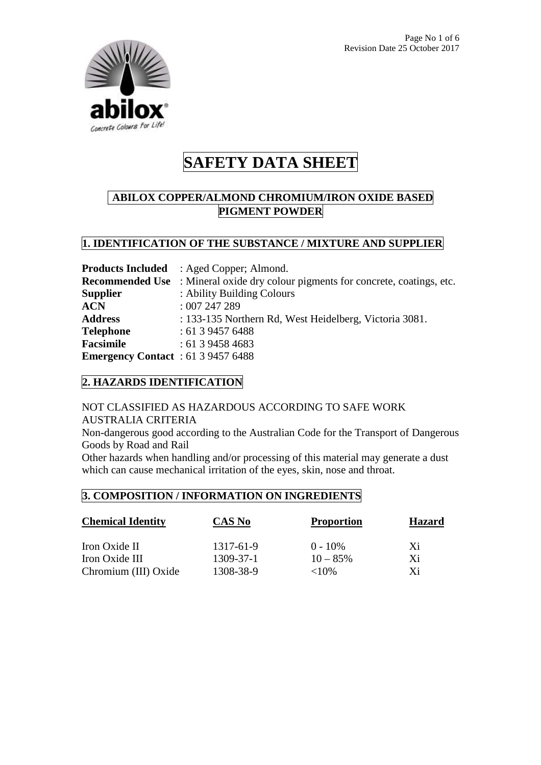# SAFETY DATA SHEET

## ABILOX COPPER/ALMOND CHROMIUM/IRON OXIDE BASED PIGMENT POWDER

## 1. IDENTIFICATION OF THE SUBSTANCE / MIXTURE AND SUPPLIER

**Products Included** : Aged Copper; Almond.
**Recommended Use** : Mineral oxide dry colour pigments for concrete, coatings, etc.
**Supplier** : Ability Building Colours
**ACN** : 007 247 289
**Address** : 133-135 Northern Rd, West Heidelberg, Victoria 3081.
**Telephone** : 61 3 9457 6488
**Facsimile** : 61 3 9458 4683
**Emergency Contact** : 61 3 9457 6488

## 2. HAZARDS IDENTIFICATION

NOT CLASSIFIED AS HAZARDOUS ACCORDING TO SAFE WORK AUSTRALIA CRITERIA
Non-dangerous good according to the Australian Code for the Transport of Dangerous Goods by Road and Rail
Other hazards when handling and/or processing of this material may generate a dust which can cause mechanical irritation of the eyes, skin, nose and throat.

## 3. COMPOSITION / INFORMATION ON INGREDIENTS

| Chemical Identity | CAS No | Proportion | Hazard |
|---|---|---|---|
| Iron Oxide II | 1317-61-9 | 0 - 10% | Xi |
| Iron Oxide III | 1309-37-1 | 10 – 85% | Xi |
| Chromium (III) Oxide | 1308-38-9 | <10% | Xi |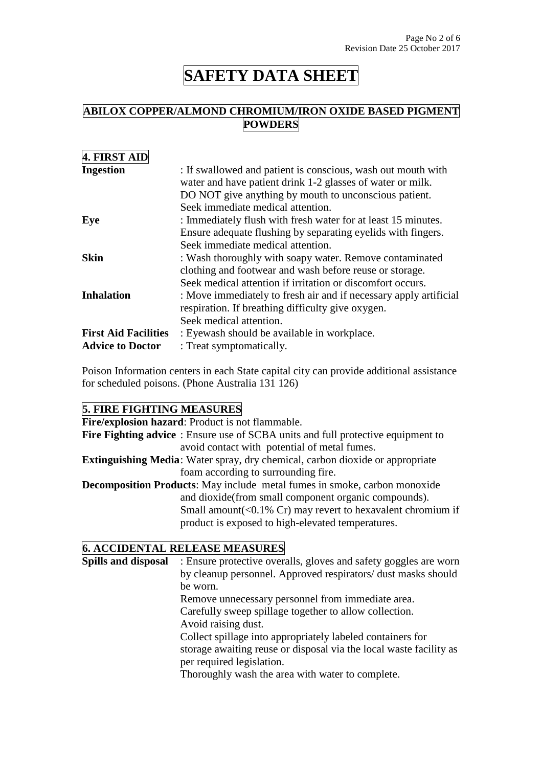# SAFETY DATA SHEET

## ABILOX COPPER/ALMOND CHROMIUM/IRON OXIDE BASED PIGMENT POWDERS

### 4. FIRST AID

**Ingestion** : If swallowed and patient is conscious, wash out mouth with water and have patient drink 1-2 glasses of water or milk. DO NOT give anything by mouth to unconscious patient. Seek immediate medical attention.

**Eye** : Immediately flush with fresh water for at least 15 minutes. Ensure adequate flushing by separating eyelids with fingers. Seek immediate medical attention.

**Skin** : Wash thoroughly with soapy water. Remove contaminated clothing and footwear and wash before reuse or storage. Seek medical attention if irritation or discomfort occurs.

**Inhalation** : Move immediately to fresh air and if necessary apply artificial respiration. If breathing difficulty give oxygen. Seek medical attention.

**First Aid Facilities** : Eyewash should be available in workplace.

**Advice to Doctor** : Treat symptomatically.

Poison Information centers in each State capital city can provide additional assistance for scheduled poisons. (Phone Australia 131 126)

### 5. FIRE FIGHTING MEASURES

**Fire/explosion hazard**: Product is not flammable.

**Fire Fighting advice** : Ensure use of SCBA units and full protective equipment to avoid contact with potential of metal fumes.

**Extinguishing Media**: Water spray, dry chemical, carbon dioxide or appropriate foam according to surrounding fire.

**Decomposition Products**: May include metal fumes in smoke, carbon monoxide and dioxide(from small component organic compounds). Small amount(<0.1% Cr) may revert to hexavalent chromium if product is exposed to high-elevated temperatures.

### 6. ACCIDENTAL RELEASE MEASURES

**Spills and disposal** : Ensure protective overalls, gloves and safety goggles are worn by cleanup personnel. Approved respirators/ dust masks should be worn.
Remove unnecessary personnel from immediate area.
Carefully sweep spillage together to allow collection.
Avoid raising dust.
Collect spillage into appropriately labeled containers for storage awaiting reuse or disposal via the local waste facility as per required legislation.
Thoroughly wash the area with water to complete.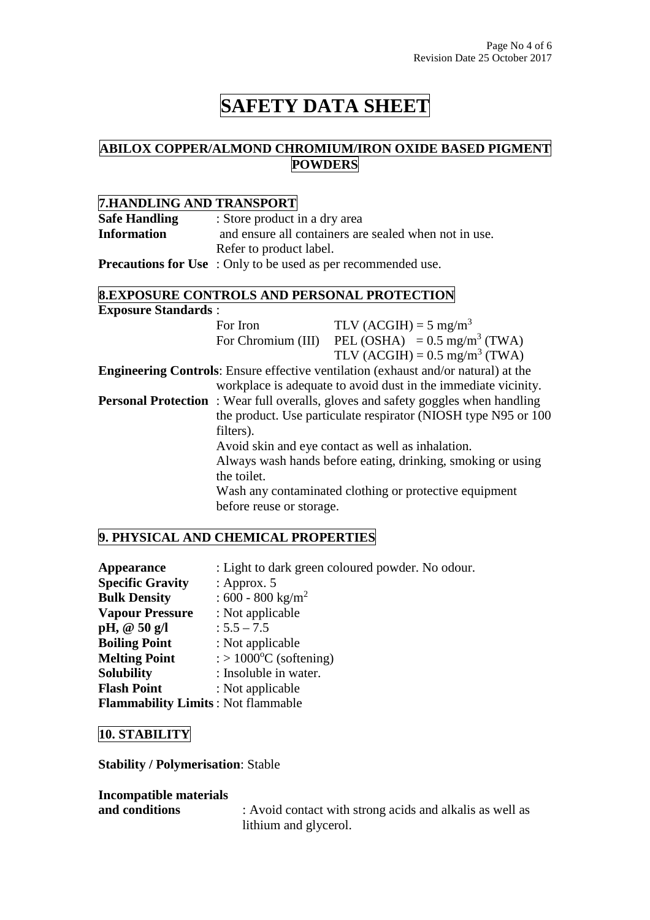# SAFETY DATA SHEET

## ABILOX COPPER/ALMOND CHROMIUM/IRON OXIDE BASED PIGMENT POWDERS

## 7.HANDLING AND TRANSPORT

**Safe Handling Information** : Store product in a dry area and ensure all containers are sealed when not in use. Refer to product label.

**Precautions for Use** : Only to be used as per recommended use.

## 8.EXPOSURE CONTROLS AND PERSONAL PROTECTION

**Exposure Standards** :

| | |
|---|---|
| For Iron | TLV (ACGIH) = 5 mg/m$^3$ |
| For Chromium (III) | PEL (OSHA) = 0.5 mg/m$^3$ (TWA) |
| | TLV (ACGIH) = 0.5 mg/m$^3$ (TWA) |

**Engineering Controls**: Ensure effective ventilation (exhaust and/or natural) at the workplace is adequate to avoid dust in the immediate vicinity.

**Personal Protection** : Wear full overalls, gloves and safety goggles when handling the product. Use particulate respirator (NIOSH type N95 or 100 filters).
Avoid skin and eye contact as well as inhalation.
Always wash hands before eating, drinking, smoking or using the toilet.
Wash any contaminated clothing or protective equipment before reuse or storage.

## 9. PHYSICAL AND CHEMICAL PROPERTIES

**Appearance** : Light to dark green coloured powder. No odour.
**Specific Gravity** : Approx. 5
**Bulk Density** : 600 - 800 kg/m$^2$
**Vapour Pressure** : Not applicable
**pH, @ 50 g/l** : 5.5 – 7.5
**Boiling Point** : Not applicable
**Melting Point** : > 1000$^o$C (softening)
**Solubility** : Insoluble in water.
**Flash Point** : Not applicable
**Flammability Limits** : Not flammable

## 10. STABILITY

**Stability / Polymerisation**: Stable

**Incompatible materials and conditions** : Avoid contact with strong acids and alkalis as well as lithium and glycerol.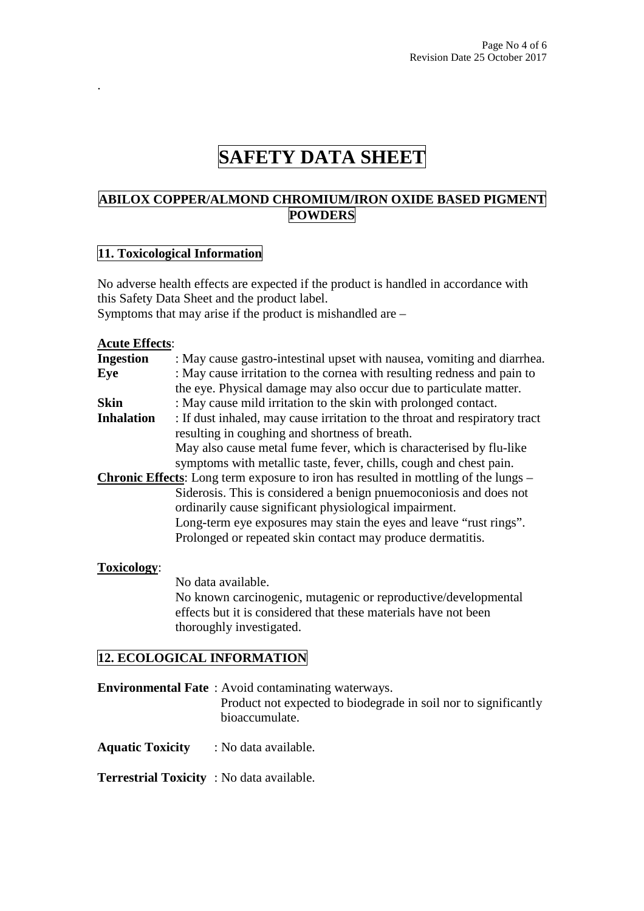# SAFETY DATA SHEET

## ABILOX COPPER/ALMOND CHROMIUM/IRON OXIDE BASED PIGMENT POWDERS

## 11. Toxicological Information

No adverse health effects are expected if the product is handled in accordance with this Safety Data Sheet and the product label.
Symptoms that may arise if the product is mishandled are –

**Acute Effects**:

**Ingestion** : May cause gastro-intestinal upset with nausea, vomiting and diarrhea.

**Eye** : May cause irritation to the cornea with resulting redness and pain to the eye. Physical damage may also occur due to particulate matter.

**Skin** : May cause mild irritation to the skin with prolonged contact.

**Inhalation** : If dust inhaled, may cause irritation to the throat and respiratory tract resulting in coughing and shortness of breath.
May also cause metal fume fever, which is characterised by flu-like symptoms with metallic taste, fever, chills, cough and chest pain.

**Chronic Effects**: Long term exposure to iron has resulted in mottling of the lungs – Siderosis. This is considered a benign pnuemoconiosis and does not ordinarily cause significant physiological impairment.
Long-term eye exposures may stain the eyes and leave "rust rings".
Prolonged or repeated skin contact may produce dermatitis.

**Toxicology**:

No data available.
No known carcinogenic, mutagenic or reproductive/developmental effects but it is considered that these materials have not been thoroughly investigated.

## 12. ECOLOGICAL INFORMATION

**Environmental Fate** : Avoid contaminating waterways.
Product not expected to biodegrade in soil nor to significantly bioaccumulate.

**Aquatic Toxicity** : No data available.

**Terrestrial Toxicity** : No data available.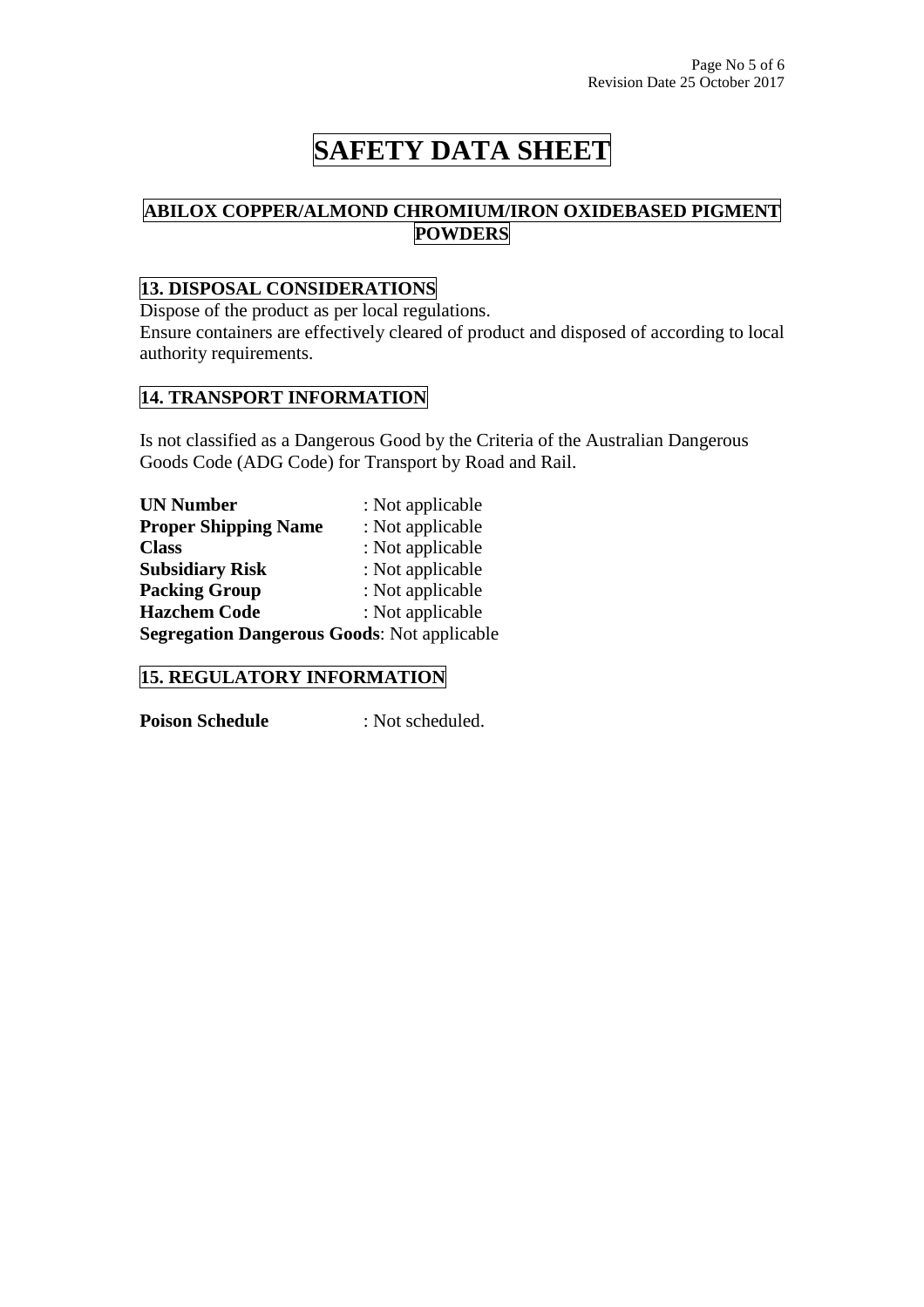# SAFETY DATA SHEET

## ABILOX COPPER/ALMOND CHROMIUM/IRON OXIDEBASED PIGMENT POWDERS

## 13. DISPOSAL CONSIDERATIONS

Dispose of the product as per local regulations.
Ensure containers are effectively cleared of product and disposed of according to local authority requirements.

## 14. TRANSPORT INFORMATION

Is not classified as a Dangerous Good by the Criteria of the Australian Dangerous Goods Code (ADG Code) for Transport by Road and Rail.

**UN Number** : Not applicable
**Proper Shipping Name** : Not applicable
**Class** : Not applicable
**Subsidiary Risk** : Not applicable
**Packing Group** : Not applicable
**Hazchem Code** : Not applicable
**Segregation Dangerous Goods**: Not applicable

## 15. REGULATORY INFORMATION

**Poison Schedule** : Not scheduled.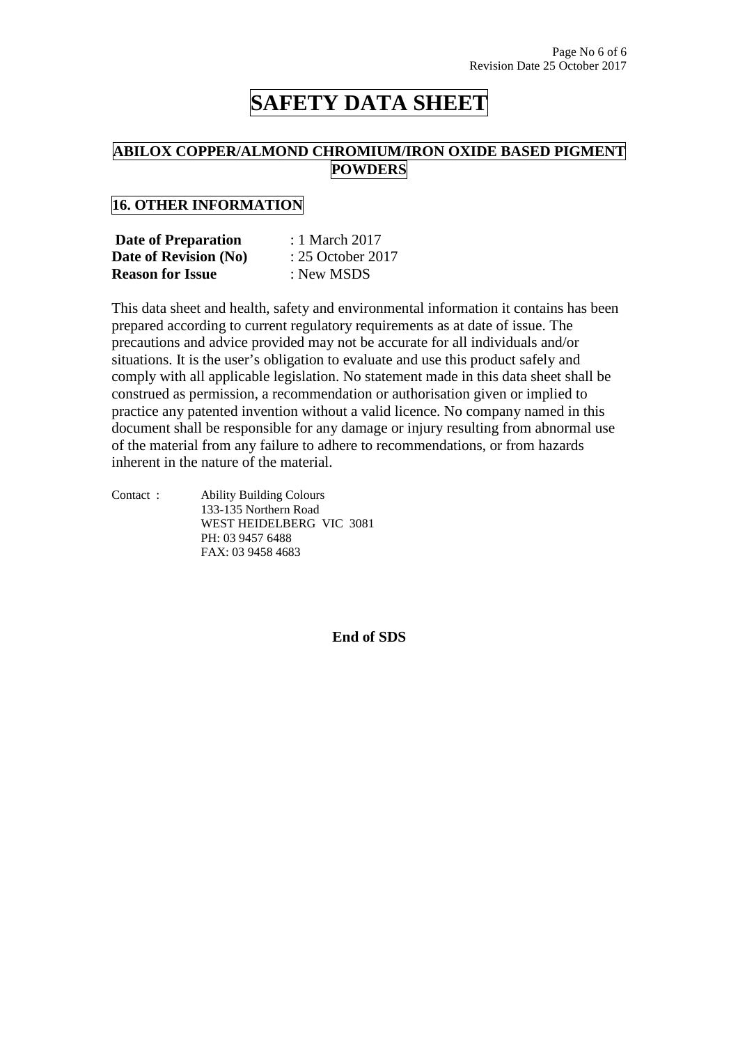# SAFETY DATA SHEET

## ABILOX COPPER/ALMOND CHROMIUM/IRON OXIDE BASED PIGMENT POWDERS

## 16. OTHER INFORMATION

**Date of Preparation** : 1 March 2017
**Date of Revision (No)** : 25 October 2017
**Reason for Issue** : New MSDS

This data sheet and health, safety and environmental information it contains has been prepared according to current regulatory requirements as at date of issue. The precautions and advice provided may not be accurate for all individuals and/or situations. It is the user's obligation to evaluate and use this product safely and comply with all applicable legislation. No statement made in this data sheet shall be construed as permission, a recommendation or authorisation given or implied to practice any patented invention without a valid licence. No company named in this document shall be responsible for any damage or injury resulting from abnormal use of the material from any failure to adhere to recommendations, or from hazards inherent in the nature of the material.

Contact : Ability Building Colours
133-135 Northern Road
WEST HEIDELBERG VIC 3081
PH: 03 9457 6488
FAX: 03 9458 4683

**End of SDS**